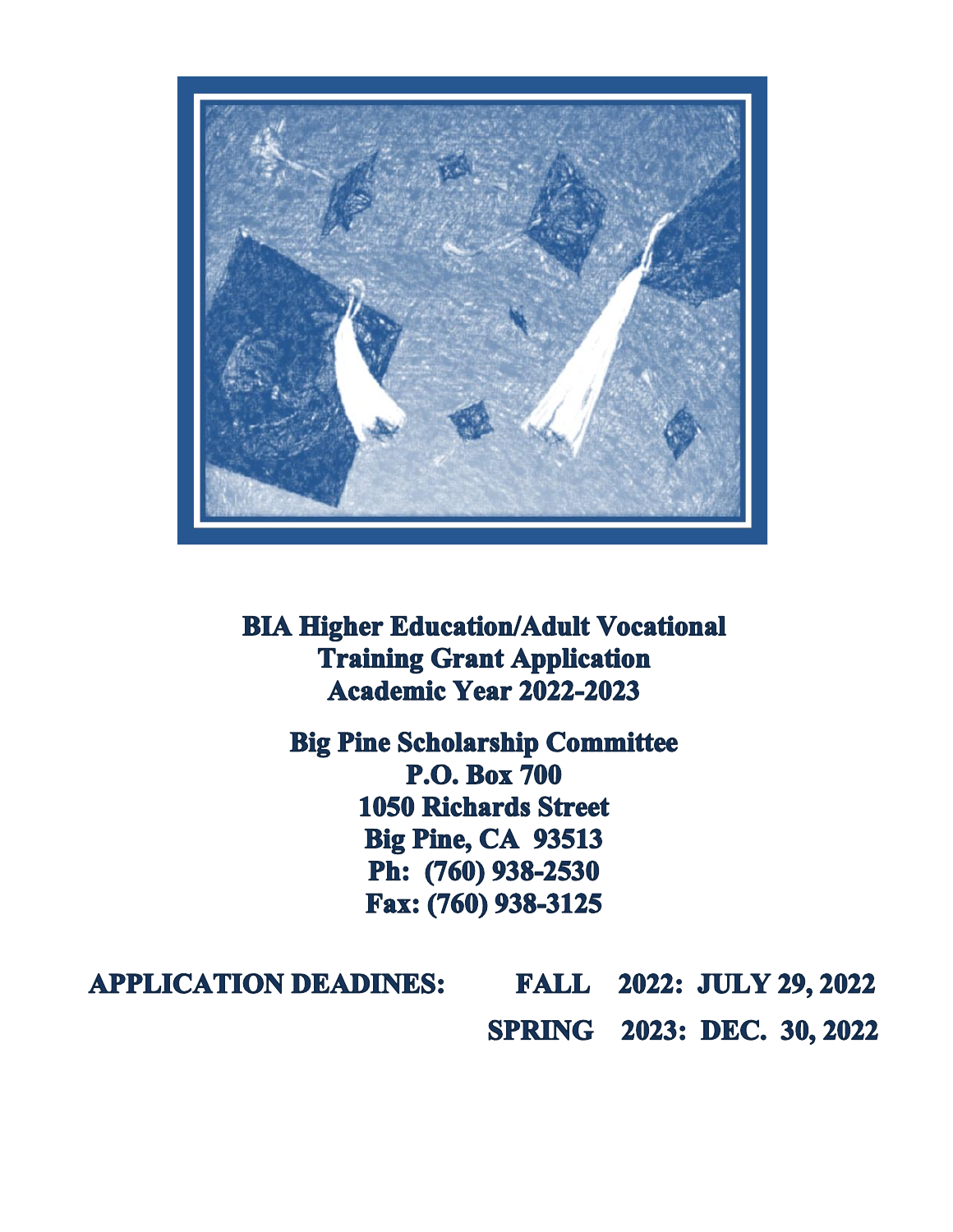# BIA Higher Education/Adult Vocational Training Grant Application Academic Year 2022-2023

**Big Pine Scholarship Committee**
**P.O. Box 700**
**1050 Richards Street**
**Big Pine, CA 93513**
**Ph: (760) 938-2530**
**Fax: (760) 938-3125**

**APPLICATION DEADINES: FALL 2022: JULY 29, 2022**

**SPRING 2023: DEC. 30, 2022**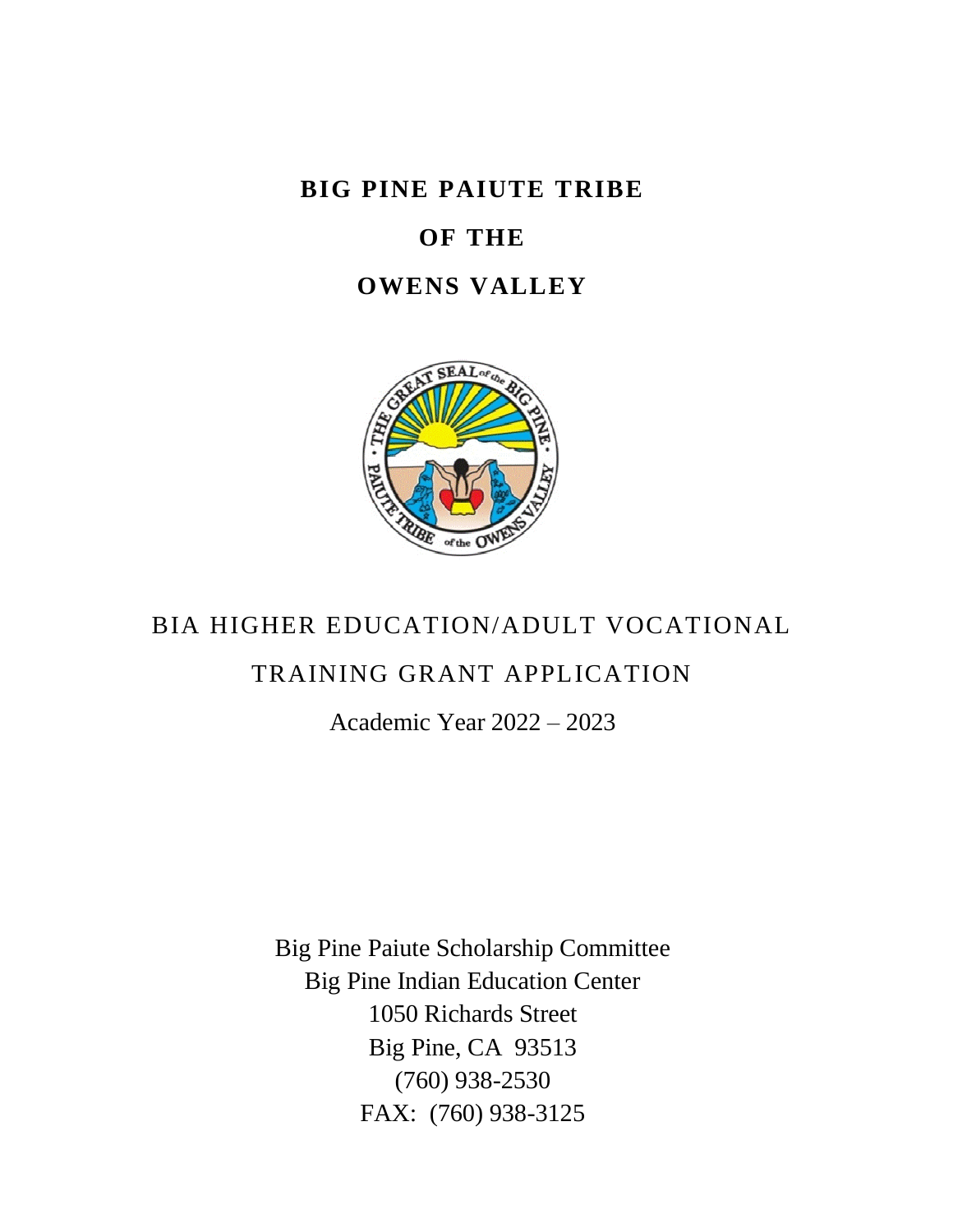# BIG PINE PAIUTE TRIBE

# OF THE

# OWENS VALLEY

## BIA HIGHER EDUCATION/ADULT VOCATIONAL

## TRAINING GRANT APPLICATION

Academic Year 2022 – 2023

Big Pine Paiute Scholarship Committee
Big Pine Indian Education Center
1050 Richards Street
Big Pine, CA 93513
(760) 938-2530
FAX: (760) 938-3125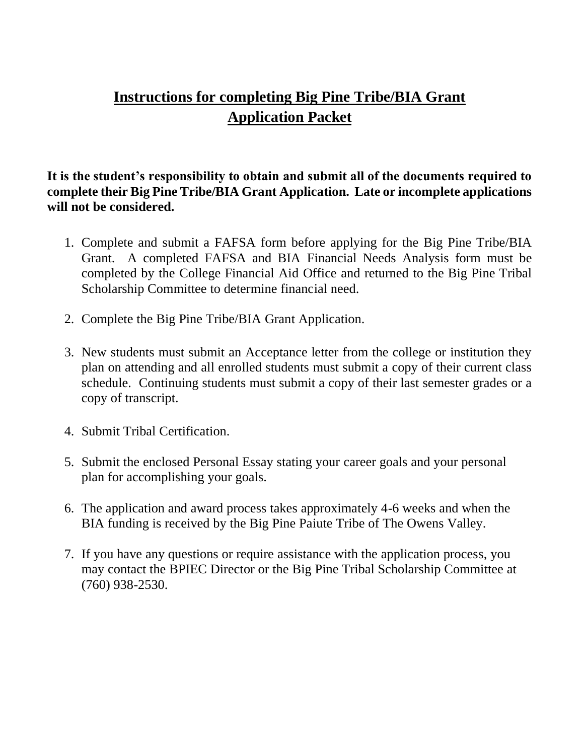# Instructions for completing Big Pine Tribe/BIA Grant Application Packet

**It is the student's responsibility to obtain and submit all of the documents required to complete their Big Pine Tribe/BIA Grant Application. Late or incomplete applications will not be considered.**

1. Complete and submit a FAFSA form before applying for the Big Pine Tribe/BIA Grant. A completed FAFSA and BIA Financial Needs Analysis form must be completed by the College Financial Aid Office and returned to the Big Pine Tribal Scholarship Committee to determine financial need.
2. Complete the Big Pine Tribe/BIA Grant Application.
3. New students must submit an Acceptance letter from the college or institution they plan on attending and all enrolled students must submit a copy of their current class schedule. Continuing students must submit a copy of their last semester grades or a copy of transcript.
4. Submit Tribal Certification.
5. Submit the enclosed Personal Essay stating your career goals and your personal plan for accomplishing your goals.
6. The application and award process takes approximately 4-6 weeks and when the BIA funding is received by the Big Pine Paiute Tribe of The Owens Valley.
7. If you have any questions or require assistance with the application process, you may contact the BPIEC Director or the Big Pine Tribal Scholarship Committee at (760) 938-2530.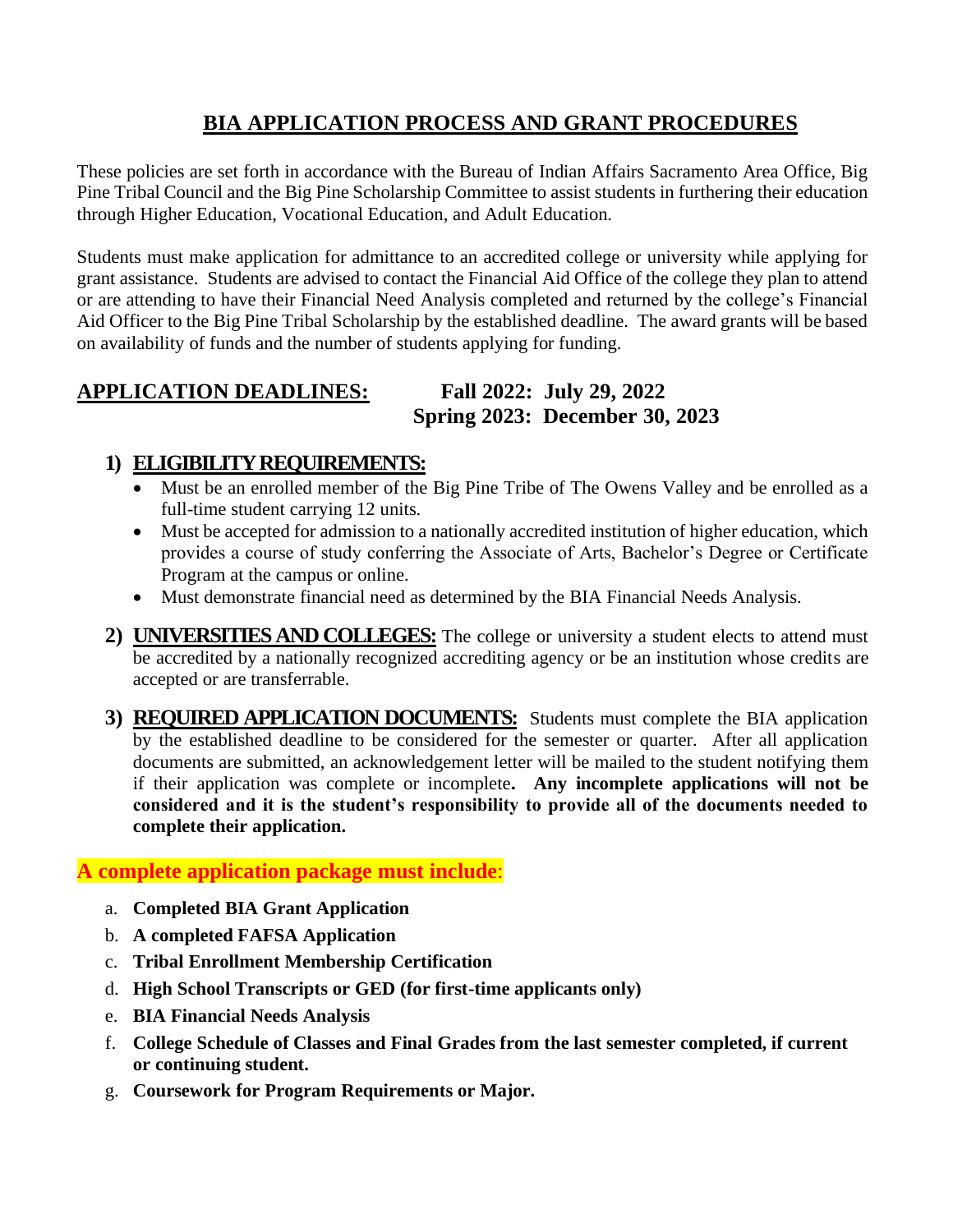# BIA APPLICATION PROCESS AND GRANT PROCEDURES

These policies are set forth in accordance with the Bureau of Indian Affairs Sacramento Area Office, Big Pine Tribal Council and the Big Pine Scholarship Committee to assist students in furthering their education through Higher Education, Vocational Education, and Adult Education.

Students must make application for admittance to an accredited college or university while applying for grant assistance. Students are advised to contact the Financial Aid Office of the college they plan to attend or are attending to have their Financial Need Analysis completed and returned by the college's Financial Aid Officer to the Big Pine Tribal Scholarship by the established deadline. The award grants will be based on availability of funds and the number of students applying for funding.

## APPLICATION DEADLINES:

**Fall 2022: July 29, 2022**
**Spring 2023: December 30, 2023**

1) **ELIGIBILITY REQUIREMENTS:**
   - Must be an enrolled member of the Big Pine Tribe of The Owens Valley and be enrolled as a full-time student carrying 12 units.
   - Must be accepted for admission to a nationally accredited institution of higher education, which provides a course of study conferring the Associate of Arts, Bachelor's Degree or Certificate Program at the campus or online.
   - Must demonstrate financial need as determined by the BIA Financial Needs Analysis.

2) **UNIVERSITIES AND COLLEGES:** The college or university a student elects to attend must be accredited by a nationally recognized accrediting agency or be an institution whose credits are accepted or are transferrable.

3) **REQUIRED APPLICATION DOCUMENTS:** Students must complete the BIA application by the established deadline to be considered for the semester or quarter. After all application documents are submitted, an acknowledgement letter will be mailed to the student notifying them if their application was complete or incomplete**. Any incomplete applications will not be considered and it is the student's responsibility to provide all of the documents needed to complete their application.**

**A complete application package must include**:

a. **Completed BIA Grant Application**
b. **A completed FAFSA Application**
c. **Tribal Enrollment Membership Certification**
d. **High School Transcripts or GED (for first-time applicants only)**
e. **BIA Financial Needs Analysis**
f. **College Schedule of Classes and Final Grades from the last semester completed, if current or continuing student.**
g. **Coursework for Program Requirements or Major.**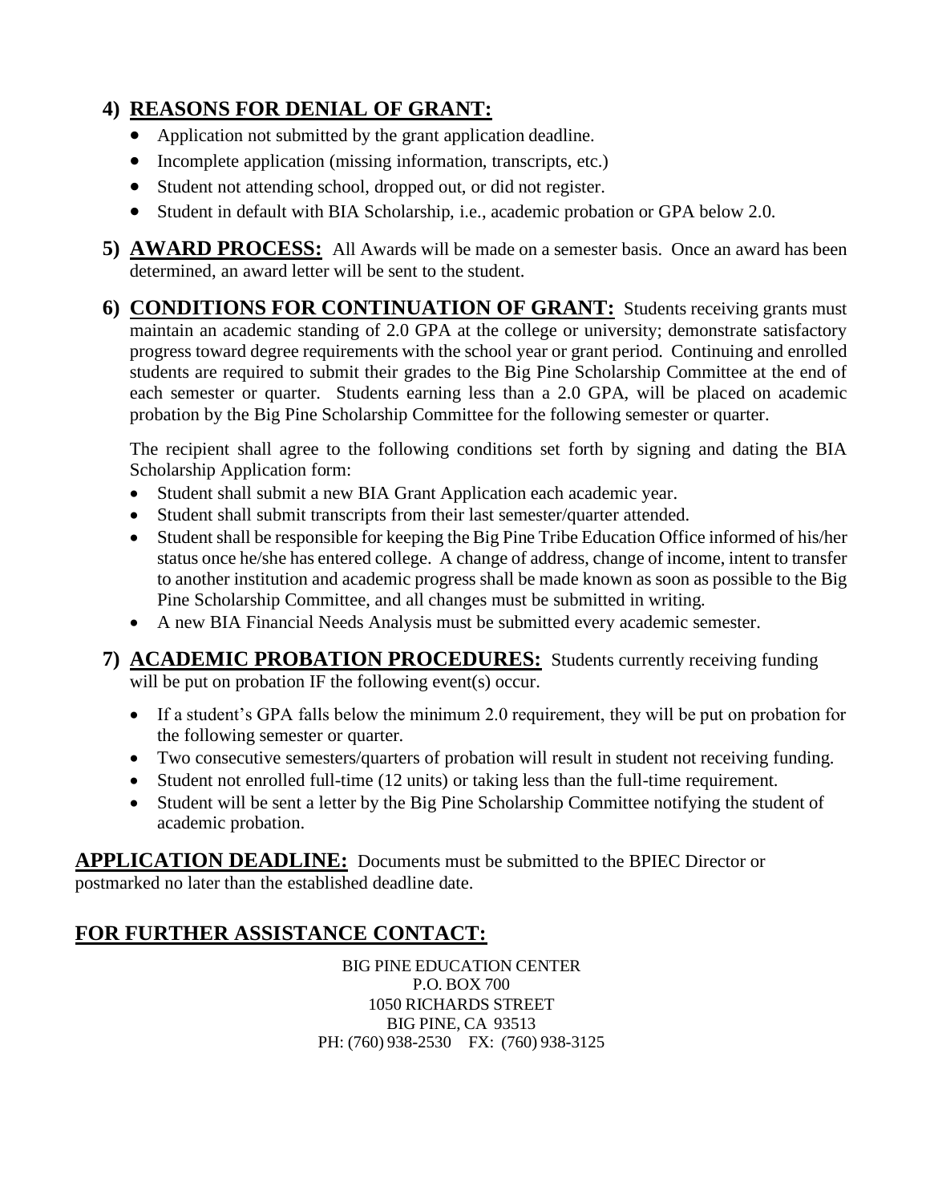## 4) REASONS FOR DENIAL OF GRANT:

- Application not submitted by the grant application deadline.
- Incomplete application (missing information, transcripts, etc.)
- Student not attending school, dropped out, or did not register.
- Student in default with BIA Scholarship, i.e., academic probation or GPA below 2.0.

## 5) AWARD PROCESS:

All Awards will be made on a semester basis. Once an award has been determined, an award letter will be sent to the student.

## 6) CONDITIONS FOR CONTINUATION OF GRANT:

Students receiving grants must maintain an academic standing of 2.0 GPA at the college or university; demonstrate satisfactory progress toward degree requirements with the school year or grant period. Continuing and enrolled students are required to submit their grades to the Big Pine Scholarship Committee at the end of each semester or quarter. Students earning less than a 2.0 GPA, will be placed on academic probation by the Big Pine Scholarship Committee for the following semester or quarter.

The recipient shall agree to the following conditions set forth by signing and dating the BIA Scholarship Application form:

- Student shall submit a new BIA Grant Application each academic year.
- Student shall submit transcripts from their last semester/quarter attended.
- Student shall be responsible for keeping the Big Pine Tribe Education Office informed of his/her status once he/she has entered college. A change of address, change of income, intent to transfer to another institution and academic progress shall be made known as soon as possible to the Big Pine Scholarship Committee, and all changes must be submitted in writing.
- A new BIA Financial Needs Analysis must be submitted every academic semester.

## 7) ACADEMIC PROBATION PROCEDURES:

Students currently receiving funding will be put on probation IF the following event(s) occur.

- If a student's GPA falls below the minimum 2.0 requirement, they will be put on probation for the following semester or quarter.
- Two consecutive semesters/quarters of probation will result in student not receiving funding.
- Student not enrolled full-time (12 units) or taking less than the full-time requirement.
- Student will be sent a letter by the Big Pine Scholarship Committee notifying the student of academic probation.

**APPLICATION DEADLINE:** Documents must be submitted to the BPIEC Director or postmarked no later than the established deadline date.

## FOR FURTHER ASSISTANCE CONTACT:

BIG PINE EDUCATION CENTER
P.O. BOX 700
1050 RICHARDS STREET
BIG PINE, CA 93513
PH: (760) 938-2530 FX: (760) 938-3125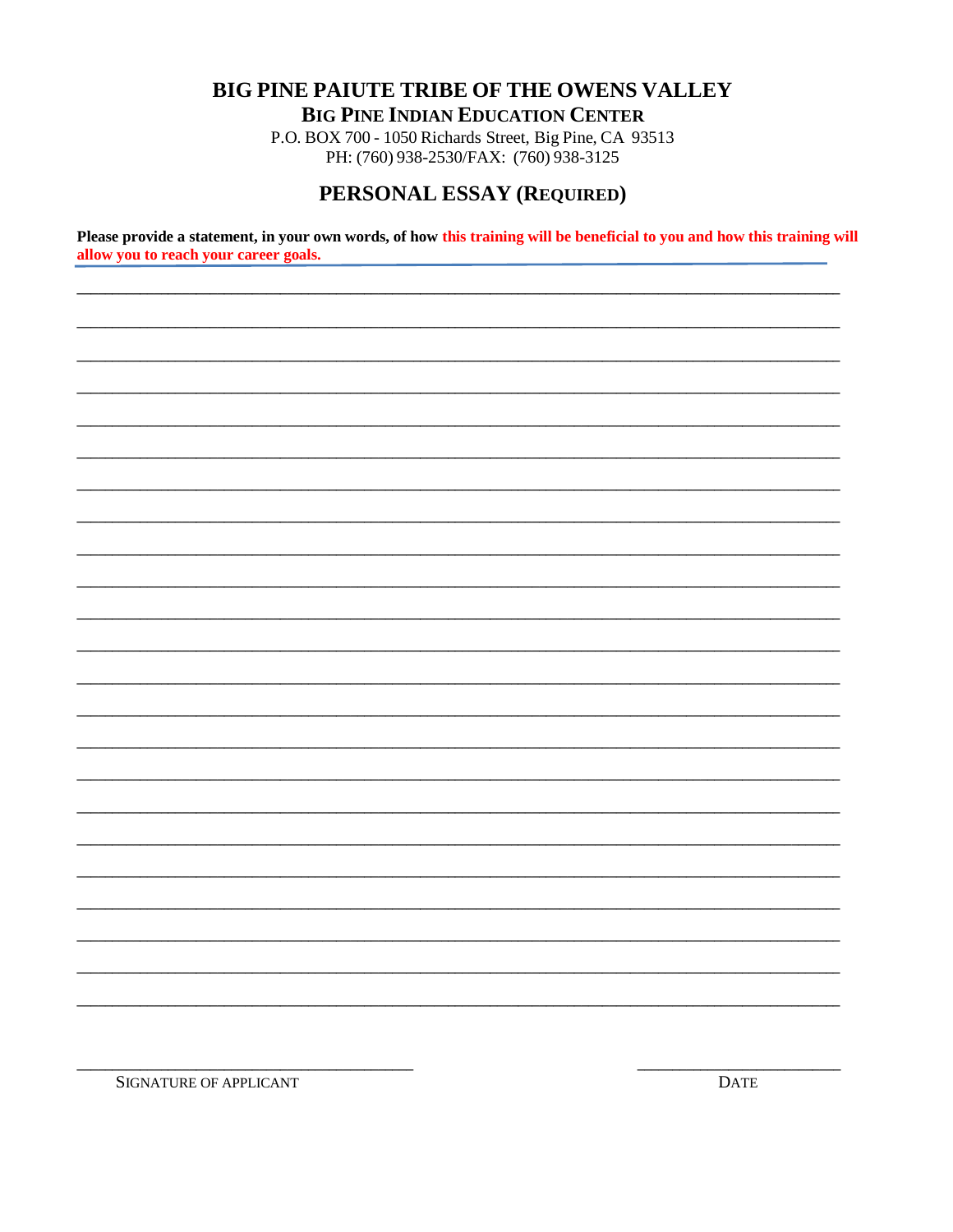# BIG PINE PAIUTE TRIBE OF THE OWENS VALLEY

**BIG PINE INDIAN EDUCATION CENTER**

P.O. BOX 700 - 1050 Richards Street, Big Pine, CA 93513
PH: (760) 938-2530/FAX: (760) 938-3125

## PERSONAL ESSAY (REQUIRED)

**Please provide a statement, in your own words, of how this training will be beneficial to you and how this training will allow you to reach your career goals.**

______________________________________________________________________________

______________________________________________________________________________

______________________________________________________________________________

______________________________________________________________________________

______________________________________________________________________________

______________________________________________________________________________

______________________________________________________________________________

______________________________________________________________________________

______________________________________________________________________________

______________________________________________________________________________

______________________________________________________________________________

______________________________________________________________________________

______________________________________________________________________________

______________________________________________________________________________

______________________________________________________________________________

______________________________________________________________________________

______________________________________________________________________________

______________________________________________________________________________

______________________________________________________________________________

______________________________________________________________________________

______________________________________________________________________________

______________________________________________________________________________

______________________________________________________________________________

______________________________________ ______________________

SIGNATURE OF APPLICANT DATE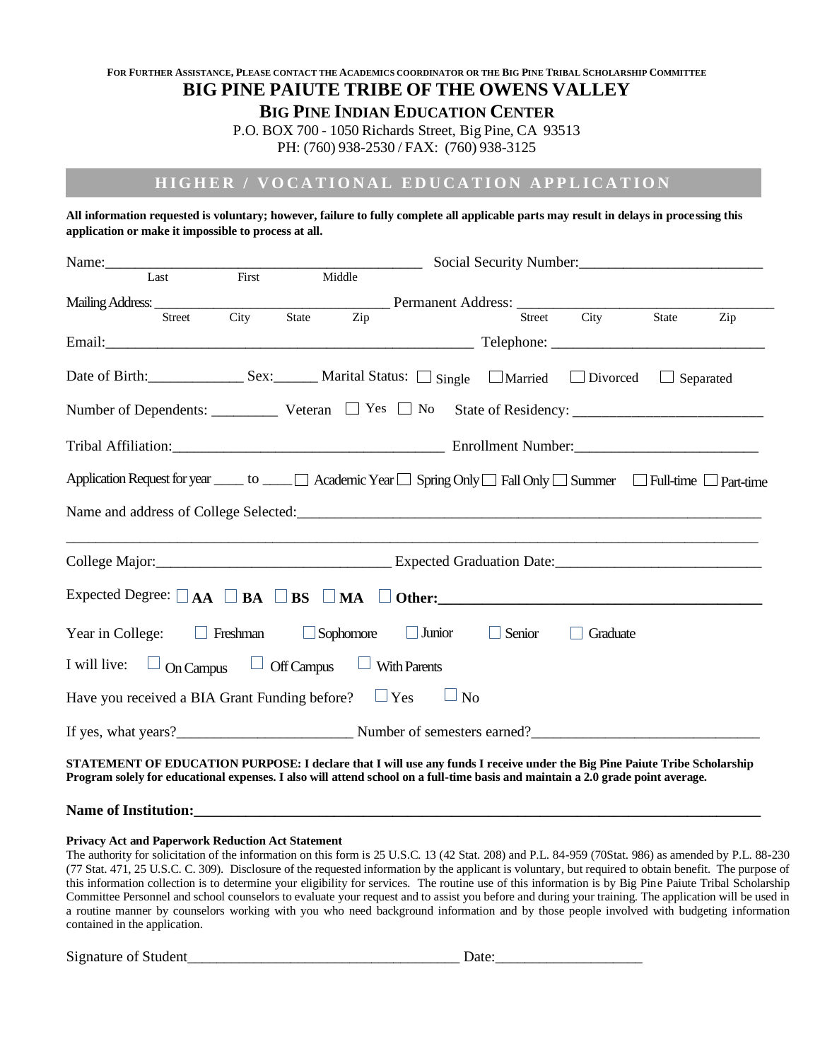FOR FURTHER ASSISTANCE, PLEASE CONTACT THE ACADEMICS COORDINATOR OR THE BIG PINE TRIBAL SCHOLARSHIP COMMITTEE

# BIG PINE PAIUTE TRIBE OF THE OWENS VALLEY

## BIG PINE INDIAN EDUCATION CENTER

P.O. BOX 700 - 1050 Richards Street, Big Pine, CA 93513
PH: (760) 938-2530 / FAX: (760) 938-3125

## HIGHER / VOCATIONAL EDUCATION APPLICATION

**All information requested is voluntary; however, failure to fully complete all applicable parts may result in delays in processing this application or make it impossible to process at all.**

Name:__________________________________________ Social Security Number:________________________
Last First Middle

Mailing Address: _______________________________ Permanent Address: ___________________________________
Street City State Zip Street City State Zip

Email:__________________________________________________ Telephone: ____________________________

Date of Birth:_____________ Sex:______ Marital Status: ☐ Single ☐ Married ☐ Divorced ☐ Separated

Number of Dependents: _________ Veteran ☐ Yes ☐ No State of Residency: __________________________

Tribal Affiliation:____________________________________ Enrollment Number:________________________

Application Request for year ____ to ____ ☐ Academic Year ☐ Spring Only ☐ Fall Only ☐ Summer ☐ Full-time ☐ Part-time

Name and address of College Selected:_______________________________________________________________

_____________________________________________________________________________________________

College Major:_______________________________ Expected Graduation Date:___________________________

Expected Degree: ☐ **AA** ☐ **BA** ☐ **BS** ☐ **MA** ☐ **Other:___________________________________________**

Year in College: ☐ Freshman ☐ Sophomore ☐ Junior ☐ Senior ☐ Graduate

I will live: ☐ On Campus ☐ Off Campus ☐ With Parents

Have you received a BIA Grant Funding before? ☐ Yes ☐ No

If yes, what years?________________________ Number of semesters earned?______________________________

**STATEMENT OF EDUCATION PURPOSE: I declare that I will use any funds I receive under the Big Pine Paiute Tribe Scholarship Program solely for educational expenses. I also will attend school on a full-time basis and maintain a 2.0 grade point average.**

**Name of Institution:_______________________________________________________________________________**

**Privacy Act and Paperwork Reduction Act Statement**

The authority for solicitation of the information on this form is 25 U.S.C. 13 (42 Stat. 208) and P.L. 84-959 (70Stat. 986) as amended by P.L. 88-230 (77 Stat. 471, 25 U.S.C. C. 309). Disclosure of the requested information by the applicant is voluntary, but required to obtain benefit. The purpose of this information collection is to determine your eligibility for services. The routine use of this information is by Big Pine Paiute Tribal Scholarship Committee Personnel and school counselors to evaluate your request and to assist you before and during your training. The application will be used in a routine manner by counselors working with you who need background information and by those people involved with budgeting information contained in the application.

Signature of Student_____________________________________ Date:____________________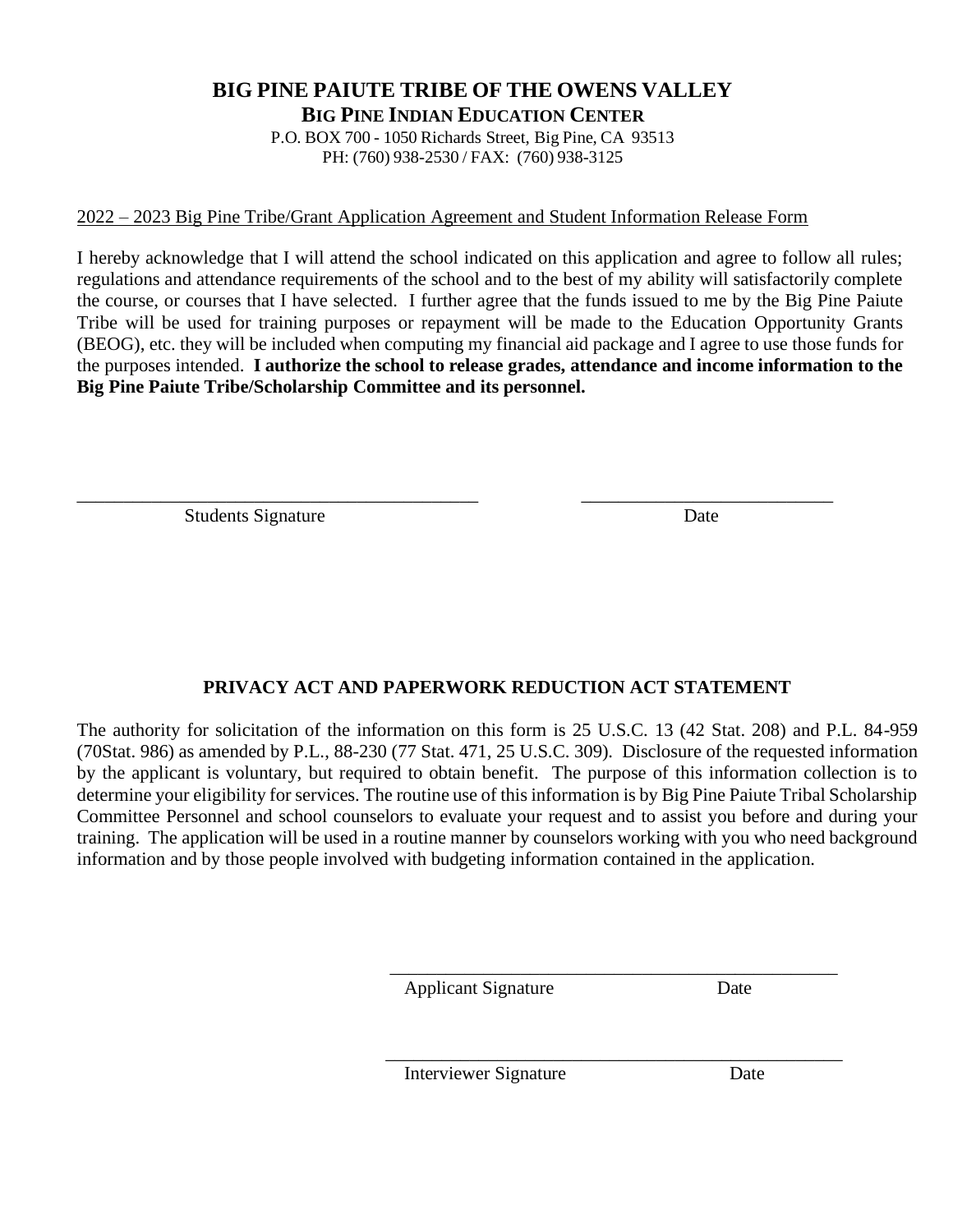# BIG PINE PAIUTE TRIBE OF THE OWENS VALLEY

## BIG PINE INDIAN EDUCATION CENTER

P.O. BOX 700 - 1050 Richards Street, Big Pine, CA 93513
PH: (760) 938-2530 / FAX: (760) 938-3125

2022 – 2023 Big Pine Tribe/Grant Application Agreement and Student Information Release Form

I hereby acknowledge that I will attend the school indicated on this application and agree to follow all rules; regulations and attendance requirements of the school and to the best of my ability will satisfactorily complete the course, or courses that I have selected. I further agree that the funds issued to me by the Big Pine Paiute Tribe will be used for training purposes or repayment will be made to the Education Opportunity Grants (BEOG), etc. they will be included when computing my financial aid package and I agree to use those funds for the purposes intended. **I authorize the school to release grades, attendance and income information to the Big Pine Paiute Tribe/Scholarship Committee and its personnel.**

_____________________________________________ ___________________________

Students Signature Date

## PRIVACY ACT AND PAPERWORK REDUCTION ACT STATEMENT

The authority for solicitation of the information on this form is 25 U.S.C. 13 (42 Stat. 208) and P.L. 84-959 (70Stat. 986) as amended by P.L., 88-230 (77 Stat. 471, 25 U.S.C. 309). Disclosure of the requested information by the applicant is voluntary, but required to obtain benefit. The purpose of this information collection is to determine your eligibility for services. The routine use of this information is by Big Pine Paiute Tribal Scholarship Committee Personnel and school counselors to evaluate your request and to assist you before and during your training. The application will be used in a routine manner by counselors working with you who need background information and by those people involved with budgeting information contained in the application.

_____________________________________________

Applicant Signature Date

_____________________________________________

Interviewer Signature Date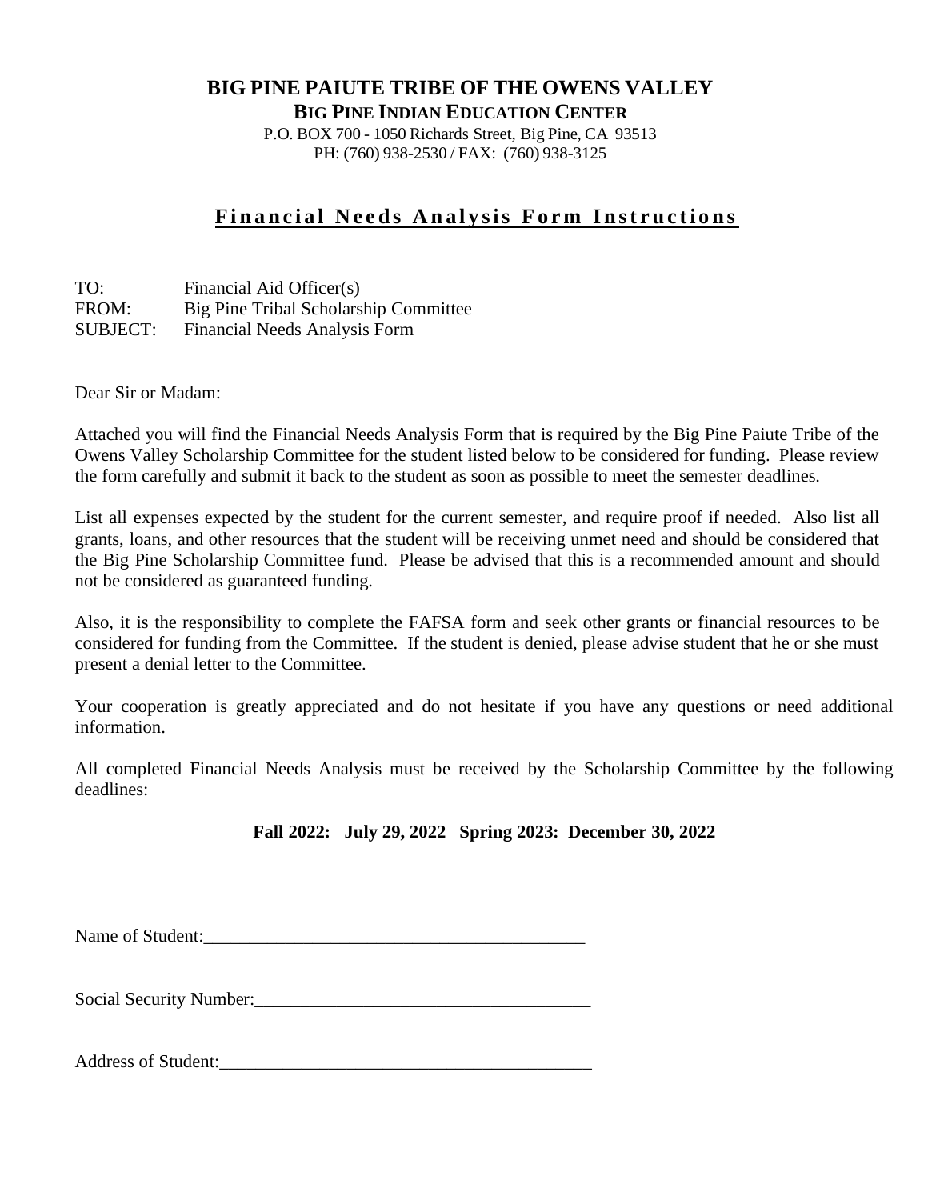# BIG PINE PAIUTE TRIBE OF THE OWENS VALLEY

## BIG PINE INDIAN EDUCATION CENTER

P.O. BOX 700 - 1050 Richards Street, Big Pine, CA 93513
PH: (760) 938-2530 / FAX: (760) 938-3125

## Financial Needs Analysis Form Instructions

TO: Financial Aid Officer(s)
FROM: Big Pine Tribal Scholarship Committee
SUBJECT: Financial Needs Analysis Form

Dear Sir or Madam:

Attached you will find the Financial Needs Analysis Form that is required by the Big Pine Paiute Tribe of the Owens Valley Scholarship Committee for the student listed below to be considered for funding. Please review the form carefully and submit it back to the student as soon as possible to meet the semester deadlines.

List all expenses expected by the student for the current semester, and require proof if needed. Also list all grants, loans, and other resources that the student will be receiving unmet need and should be considered that the Big Pine Scholarship Committee fund. Please be advised that this is a recommended amount and should not be considered as guaranteed funding.

Also, it is the responsibility to complete the FAFSA form and seek other grants or financial resources to be considered for funding from the Committee. If the student is denied, please advise student that he or she must present a denial letter to the Committee.

Your cooperation is greatly appreciated and do not hesitate if you have any questions or need additional information.

All completed Financial Needs Analysis must be received by the Scholarship Committee by the following deadlines:

**Fall 2022: July 29, 2022 Spring 2023: December 30, 2022**

Name of Student:\_\_\_\_\_\_\_\_\_\_\_\_\_\_\_\_\_\_\_\_\_\_\_\_\_\_\_\_\_\_\_\_\_\_\_\_\_\_\_\_\_\_

Social Security Number:\_\_\_\_\_\_\_\_\_\_\_\_\_\_\_\_\_\_\_\_\_\_\_\_\_\_\_\_\_\_\_\_\_\_\_\_\_

Address of Student:\_\_\_\_\_\_\_\_\_\_\_\_\_\_\_\_\_\_\_\_\_\_\_\_\_\_\_\_\_\_\_\_\_\_\_\_\_\_\_\_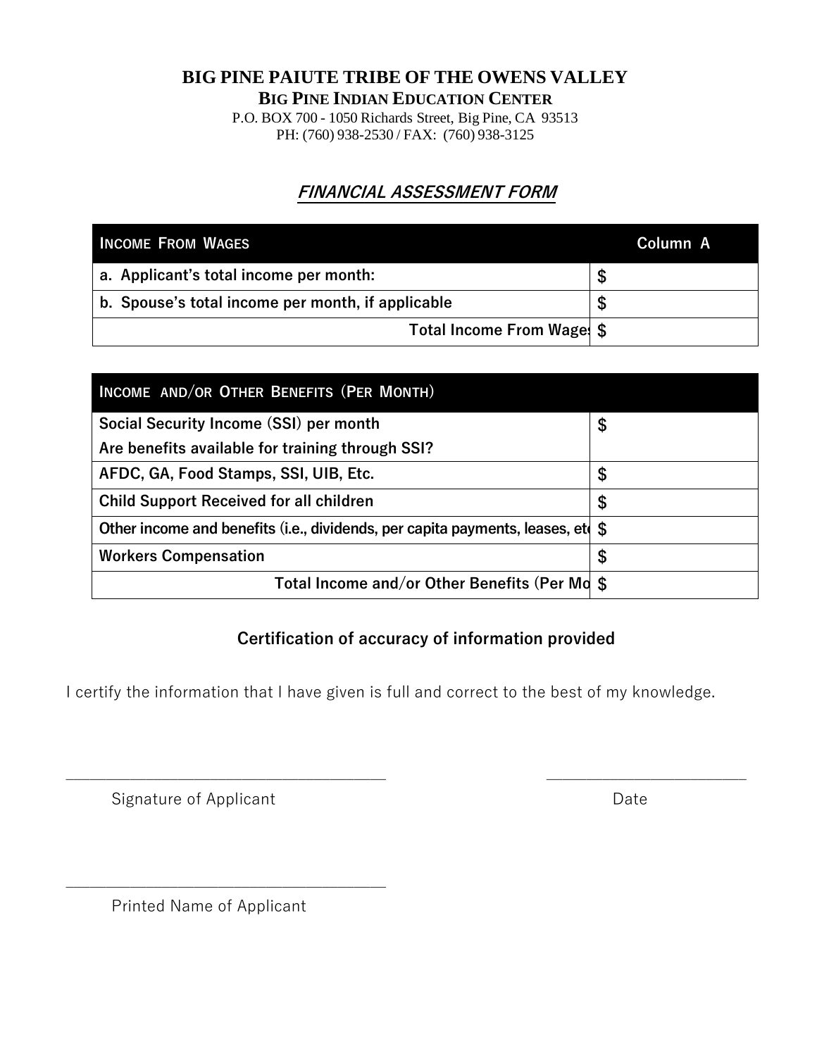# BIG PINE PAIUTE TRIBE OF THE OWENS VALLEY

**BIG PINE INDIAN EDUCATION CENTER**

P.O. BOX 700 - 1050 Richards Street, Big Pine, CA 93513
PH: (760) 938-2530 / FAX: (760) 938-3125

## *FINANCIAL ASSESSMENT FORM*

| INCOME FROM WAGES | Column A |
|---|---|
| a. Applicant's total income per month: | $ |
| b. Spouse's total income per month, if applicable | $ |
| Total Income From Wages | $ |

| INCOME AND/OR OTHER BENEFITS (PER MONTH) | |
|---|---|
| Social Security Income (SSI) per month<br>Are benefits available for training through SSI? | $ |
| AFDC, GA, Food Stamps, SSI, UIB, Etc. | $ |
| Child Support Received for all children | $ |
| Other income and benefits (i.e., dividends, per capita payments, leases, etc | $ |
| Workers Compensation | $ |
| Total Income and/or Other Benefits (Per Mo | $ |

**Certification of accuracy of information provided**

I certify the information that I have given is full and correct to the best of my knowledge.

\_\_\_\_\_\_\_\_\_\_\_\_\_\_\_\_\_\_\_\_\_\_\_\_\_\_\_\_\_\_\_\_\_\_\_\_\_\_ \_\_\_\_\_\_\_\_\_\_\_\_\_\_\_\_\_\_\_\_\_\_\_\_

Signature of Applicant Date

\_\_\_\_\_\_\_\_\_\_\_\_\_\_\_\_\_\_\_\_\_\_\_\_\_\_\_\_\_\_\_\_\_\_\_\_\_\_

Printed Name of Applicant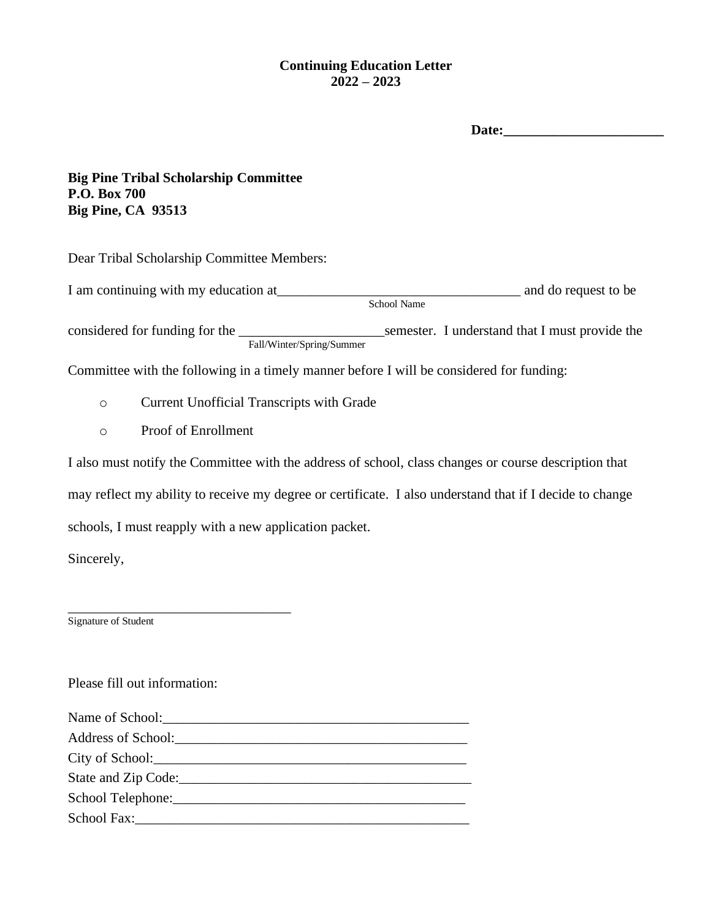**Continuing Education Letter**
**2022 – 2023**

**Date:______________________**

**Big Pine Tribal Scholarship Committee**
**P.O. Box 700**
**Big Pine, CA 93513**

Dear Tribal Scholarship Committee Members:

I am continuing with my education at__________________________________ and do request to be
School Name

considered for funding for the _____________________semester. I understand that I must provide the
Fall/Winter/Spring/Summer

Committee with the following in a timely manner before I will be considered for funding:

- Current Unofficial Transcripts with Grade
- Proof of Enrollment

I also must notify the Committee with the address of school, class changes or course description that may reflect my ability to receive my degree or certificate. I also understand that if I decide to change schools, I must reapply with a new application packet.

Sincerely,

_________________________________
Signature of Student

Please fill out information:

Name of School:____________________________________________
Address of School:__________________________________________
City of School:_____________________________________________
State and Zip Code:_________________________________________
School Telephone:__________________________________________
School Fax:________________________________________________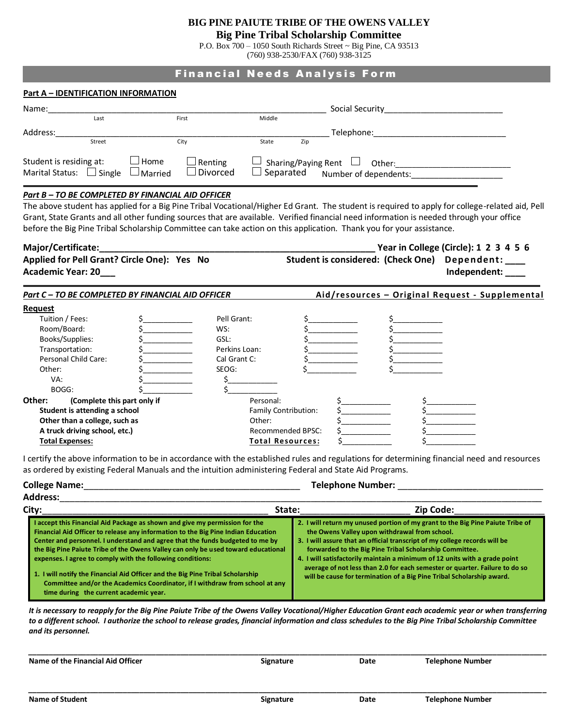**BIG PINE PAIUTE TRIBE OF THE OWENS VALLEY**

**Big Pine Tribal Scholarship Committee**

P.O. Box 700 – 1050 South Richards Street ~ Big Pine, CA 93513

(760) 938-2530/FAX (760) 938-3125

## Financial Needs Analysis Form

**Part A – IDENTIFICATION INFORMATION**

Name:\_\_\_\_\_\_\_\_\_\_\_\_\_\_\_\_\_\_\_\_\_\_\_\_\_\_\_\_\_\_\_\_\_\_\_\_\_\_\_\_\_\_\_\_\_\_\_\_ Social Security\_\_\_\_\_\_\_\_\_\_\_\_\_\_\_\_\_\_\_\_\_\_\_\_

Last First Middle

Address:\_\_\_\_\_\_\_\_\_\_\_\_\_\_\_\_\_\_\_\_\_\_\_\_\_\_\_\_\_\_\_\_\_\_\_\_\_\_\_\_\_\_\_\_\_\_\_\_ Telephone:\_\_\_\_\_\_\_\_\_\_\_\_\_\_\_\_\_\_\_\_\_\_\_\_\_\_

Street City State Zip

Student is residing at: ☐ Home ☐ Renting ☐ Sharing/Paying Rent ☐ Other:\_\_\_\_\_\_\_\_\_\_\_\_\_\_\_\_\_\_\_\_\_\_

Marital Status: ☐ Single ☐ Married ☐ Divorced ☐ Separated Number of dependents:\_\_\_\_\_\_\_\_\_\_\_\_\_\_\_\_\_\_

***Part B – TO BE COMPLETED BY FINANCIAL AID OFFICER***

The above student has applied for a Big Pine Tribal Vocational/Higher Ed Grant. The student is required to apply for college-related aid, Pell Grant, State Grants and all other funding sources that are available. Verified financial need information is needed through your office before the Big Pine Tribal Scholarship Committee can take action on this application. Thank you for your assistance.

**Major/Certificate:\_\_\_\_\_\_\_\_\_\_\_\_\_\_\_\_\_\_\_\_\_\_\_\_\_\_\_\_\_\_\_\_\_\_\_\_\_\_\_\_\_\_\_\_\_\_\_\_ Year in College (Circle): 1 2 3 4 5 6**

**Applied for Pell Grant? Circle One): Yes No** **Student is considered: (Check One) Dependent: \_\_\_\_**

**Academic Year: 20\_\_\_** **Independent: \_\_\_\_**

***Part C – TO BE COMPLETED BY FINANCIAL AID OFFICER*** **Aid/resources – Original Request - Supplemental**

| **Request** | | | Original Request | Supplemental |
|---|---|---|---|---|
| Tuition / Fees: | $\_\_\_\_\_\_\_\_\_\_ | Pell Grant: | $\_\_\_\_\_\_\_\_\_\_ | $\_\_\_\_\_\_\_\_\_\_ |
| Room/Board: | $\_\_\_\_\_\_\_\_\_\_ | WS: | $\_\_\_\_\_\_\_\_\_\_ | $\_\_\_\_\_\_\_\_\_\_ |
| Books/Supplies: | $\_\_\_\_\_\_\_\_\_\_ | GSL: | $\_\_\_\_\_\_\_\_\_\_ | $\_\_\_\_\_\_\_\_\_\_ |
| Transportation: | $\_\_\_\_\_\_\_\_\_\_ | Perkins Loan: | $\_\_\_\_\_\_\_\_\_\_ | $\_\_\_\_\_\_\_\_\_\_ |
| Personal Child Care: | $\_\_\_\_\_\_\_\_\_\_ | Cal Grant C: | $\_\_\_\_\_\_\_\_\_\_ | $\_\_\_\_\_\_\_\_\_\_ |
| Other: | $\_\_\_\_\_\_\_\_\_\_ | SEOG: | $\_\_\_\_\_\_\_\_\_\_ | $\_\_\_\_\_\_\_\_\_\_ |
| VA: | $\_\_\_\_\_\_\_\_\_\_ | $\_\_\_\_\_\_\_\_\_\_ | | |
| BOGG: | $\_\_\_\_\_\_\_\_\_\_ | $\_\_\_\_\_\_\_\_\_\_ | | |
| **Other:** **(Complete this part only if Student is attending a school Other than a college, such as A truck driving school, etc.)** | | Personal: | $\_\_\_\_\_\_\_\_\_\_ | $\_\_\_\_\_\_\_\_\_\_ |
| | | Family Contribution: | $\_\_\_\_\_\_\_\_\_\_ | $\_\_\_\_\_\_\_\_\_\_ |
| | | Other: | $\_\_\_\_\_\_\_\_\_\_ | $\_\_\_\_\_\_\_\_\_\_ |
| | | Recommended BPSC: | $\_\_\_\_\_\_\_\_\_\_ | $\_\_\_\_\_\_\_\_\_\_ |
| **Total Expenses:** | | **Total Resources:** | $\_\_\_\_\_\_\_\_\_\_ | $\_\_\_\_\_\_\_\_\_\_ |

I certify the above information to be in accordance with the established rules and regulations for determining financial need and resources as ordered by existing Federal Manuals and the intuition administering Federal and State Aid Programs.

**College Name:**\_\_\_\_\_\_\_\_\_\_\_\_\_\_\_\_\_\_\_\_\_\_\_\_\_\_\_\_\_\_\_\_\_\_\_\_\_\_\_\_ **Telephone Number:** \_\_\_\_\_\_\_\_\_\_\_\_\_\_\_\_\_\_\_\_\_\_\_\_\_\_

**Address:**\_\_\_\_\_\_\_\_\_\_\_\_\_\_\_\_\_\_\_\_\_\_\_\_\_\_\_\_\_\_\_\_\_\_\_\_\_\_\_\_\_\_\_\_\_\_\_\_\_\_\_\_\_\_\_\_\_\_\_\_\_\_\_\_\_\_\_\_\_\_\_\_\_\_\_\_\_\_\_\_

**City:**\_\_\_\_\_\_\_\_\_\_\_\_\_\_\_\_\_\_\_\_\_\_\_\_\_\_\_\_\_\_\_\_\_\_\_\_\_\_\_\_\_\_ **State:**\_\_\_\_\_\_\_\_\_\_\_\_\_\_\_\_\_\_\_\_ **Zip Code:**\_\_\_\_\_\_\_\_\_\_\_\_\_\_\_\_

**I accept this Financial Aid Package as shown and give my permission for the Financial Aid Officer to release any information to the Big Pine Indian Education Center and personnel. I understand and agree that the funds budgeted to me by the Big Pine Paiute Tribe of the Owens Valley can only be used toward educational expenses. I agree to comply with the following conditions:**

1. **I will notify the Financial Aid Officer and the Big Pine Tribal Scholarship Committee and/or the Academics Coordinator, if I withdraw from school at any time during the current academic year.**
2. **I will return my unused portion of my grant to the Big Pine Paiute Tribe of the Owens Valley upon withdrawal from school.**
3. **I will assure that an official transcript of my college records will be forwarded to the Big Pine Tribal Scholarship Committee.**
4. **I will satisfactorily maintain a minimum of 12 units with a grade point average of not less than 2.0 for each semester or quarter. Failure to do so will be cause for termination of a Big Pine Tribal Scholarship award.**

***It is necessary to reapply for the Big Pine Paiute Tribe of the Owens Valley Vocational/Higher Education Grant each academic year or when transferring to a different school. I authorize the school to release grades, financial information and class schedules to the Big Pine Tribal Scholarship Committee and its personnel.***

\_\_\_\_\_\_\_\_\_\_\_\_\_\_\_\_\_\_\_\_\_\_\_\_\_\_\_\_\_\_\_\_\_\_\_\_\_\_\_\_\_\_\_\_\_\_\_\_\_\_\_\_\_\_\_\_\_\_\_\_\_\_\_\_\_\_\_\_\_\_\_\_\_\_\_\_\_\_\_\_\_\_

**Name of the Financial Aid Officer** **Signature** **Date** **Telephone Number**

\_\_\_\_\_\_\_\_\_\_\_\_\_\_\_\_\_\_\_\_\_\_\_\_\_\_\_\_\_\_\_\_\_\_\_\_\_\_\_\_\_\_\_\_\_\_\_\_\_\_\_\_\_\_\_\_\_\_\_\_\_\_\_\_\_\_\_\_\_\_\_\_\_\_\_\_\_\_\_\_\_\_

**Name of Student** **Signature** **Date** **Telephone Number**